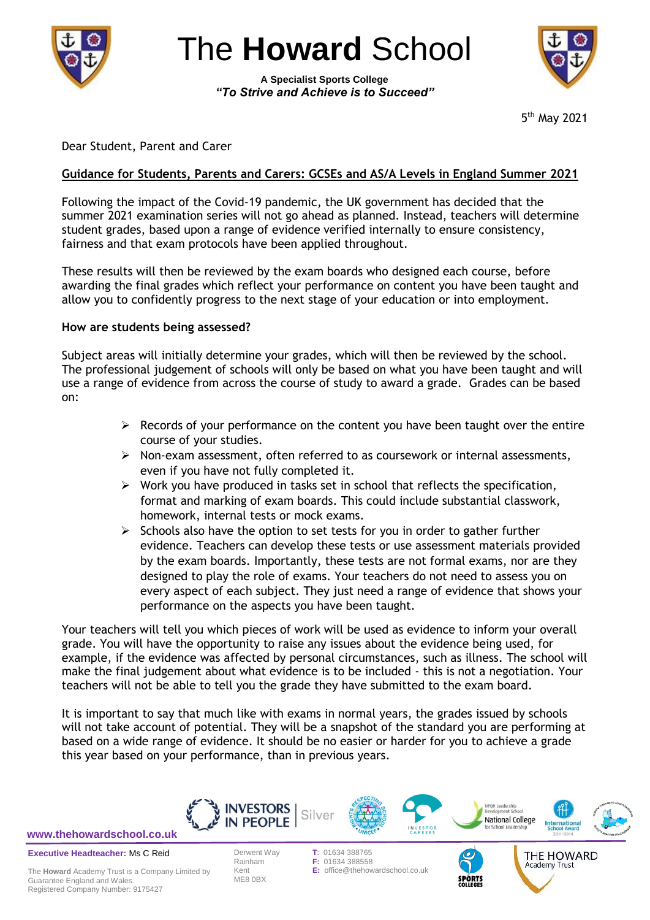# The **Howard** School

**A Specialist Sports College**
***"To Strive and Achieve is to Succeed"***

5th May 2021

Dear Student, Parent and Carer

**Guidance for Students, Parents and Carers: GCSEs and AS/A Levels in England Summer 2021**

Following the impact of the Covid-19 pandemic, the UK government has decided that the summer 2021 examination series will not go ahead as planned. Instead, teachers will determine student grades, based upon a range of evidence verified internally to ensure consistency, fairness and that exam protocols have been applied throughout.

These results will then be reviewed by the exam boards who designed each course, before awarding the final grades which reflect your performance on content you have been taught and allow you to confidently progress to the next stage of your education or into employment.

**How are students being assessed?**

Subject areas will initially determine your grades, which will then be reviewed by the school. The professional judgement of schools will only be based on what you have been taught and will use a range of evidence from across the course of study to award a grade. Grades can be based on:

- Records of your performance on the content you have been taught over the entire course of your studies.
- Non-exam assessment, often referred to as coursework or internal assessments, even if you have not fully completed it.
- Work you have produced in tasks set in school that reflects the specification, format and marking of exam boards. This could include substantial classwork, homework, internal tests or mock exams.
- Schools also have the option to set tests for you in order to gather further evidence. Teachers can develop these tests or use assessment materials provided by the exam boards. Importantly, these tests are not formal exams, nor are they designed to play the role of exams. Your teachers do not need to assess you on every aspect of each subject. They just need a range of evidence that shows your performance on the aspects you have been taught.

Your teachers will tell you which pieces of work will be used as evidence to inform your overall grade. You will have the opportunity to raise any issues about the evidence being used, for example, if the evidence was affected by personal circumstances, such as illness. The school will make the final judgement about what evidence is to be included - this is not a negotiation. Your teachers will not be able to tell you the grade they have submitted to the exam board.

It is important to say that much like with exams in normal years, the grades issued by schools will not take account of potential. They will be a snapshot of the standard you are performing at based on a wide range of evidence. It should be no easier or harder for you to achieve a grade this year based on your performance, than in previous years.

www.thehowardschool.co.uk

**Executive Headteacher:** Ms C Reid

The **Howard** Academy Trust is a Company Limited by Guarantee England and Wales.
Registered Company Number: 9175427

Derwent Way
Rainham
Kent
ME8 0BX

**T:** 01634 388765
**F:** 01634 388558
**E:** office@thehowardschool.co.uk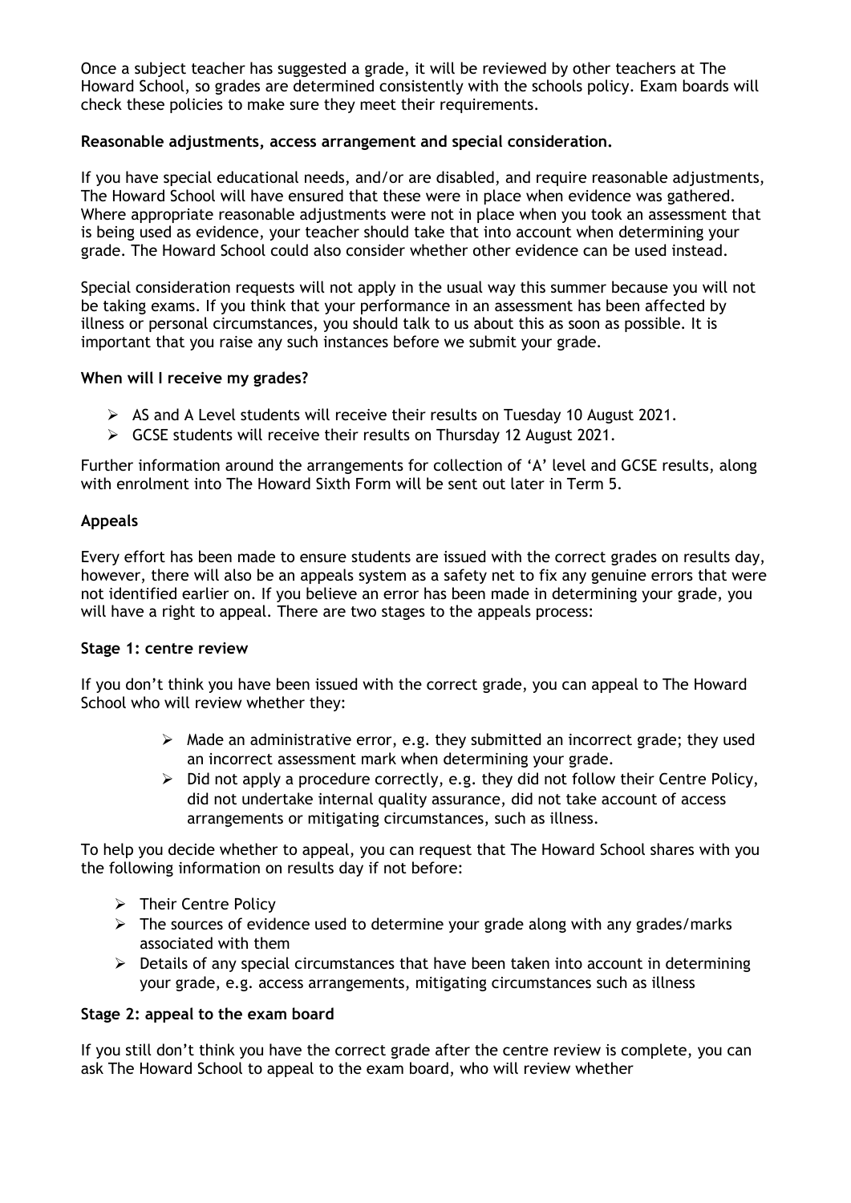Once a subject teacher has suggested a grade, it will be reviewed by other teachers at The Howard School, so grades are determined consistently with the schools policy. Exam boards will check these policies to make sure they meet their requirements.

**Reasonable adjustments, access arrangement and special consideration.**

If you have special educational needs, and/or are disabled, and require reasonable adjustments, The Howard School will have ensured that these were in place when evidence was gathered. Where appropriate reasonable adjustments were not in place when you took an assessment that is being used as evidence, your teacher should take that into account when determining your grade. The Howard School could also consider whether other evidence can be used instead.

Special consideration requests will not apply in the usual way this summer because you will not be taking exams. If you think that your performance in an assessment has been affected by illness or personal circumstances, you should talk to us about this as soon as possible. It is important that you raise any such instances before we submit your grade.

**When will I receive my grades?**

- AS and A Level students will receive their results on Tuesday 10 August 2021.
- GCSE students will receive their results on Thursday 12 August 2021.

Further information around the arrangements for collection of 'A' level and GCSE results, along with enrolment into The Howard Sixth Form will be sent out later in Term 5.

**Appeals**

Every effort has been made to ensure students are issued with the correct grades on results day, however, there will also be an appeals system as a safety net to fix any genuine errors that were not identified earlier on. If you believe an error has been made in determining your grade, you will have a right to appeal. There are two stages to the appeals process:

**Stage 1: centre review**

If you don't think you have been issued with the correct grade, you can appeal to The Howard School who will review whether they:

- Made an administrative error, e.g. they submitted an incorrect grade; they used an incorrect assessment mark when determining your grade.
- Did not apply a procedure correctly, e.g. they did not follow their Centre Policy, did not undertake internal quality assurance, did not take account of access arrangements or mitigating circumstances, such as illness.

To help you decide whether to appeal, you can request that The Howard School shares with you the following information on results day if not before:

- Their Centre Policy
- The sources of evidence used to determine your grade along with any grades/marks associated with them
- Details of any special circumstances that have been taken into account in determining your grade, e.g. access arrangements, mitigating circumstances such as illness

**Stage 2: appeal to the exam board**

If you still don't think you have the correct grade after the centre review is complete, you can ask The Howard School to appeal to the exam board, who will review whether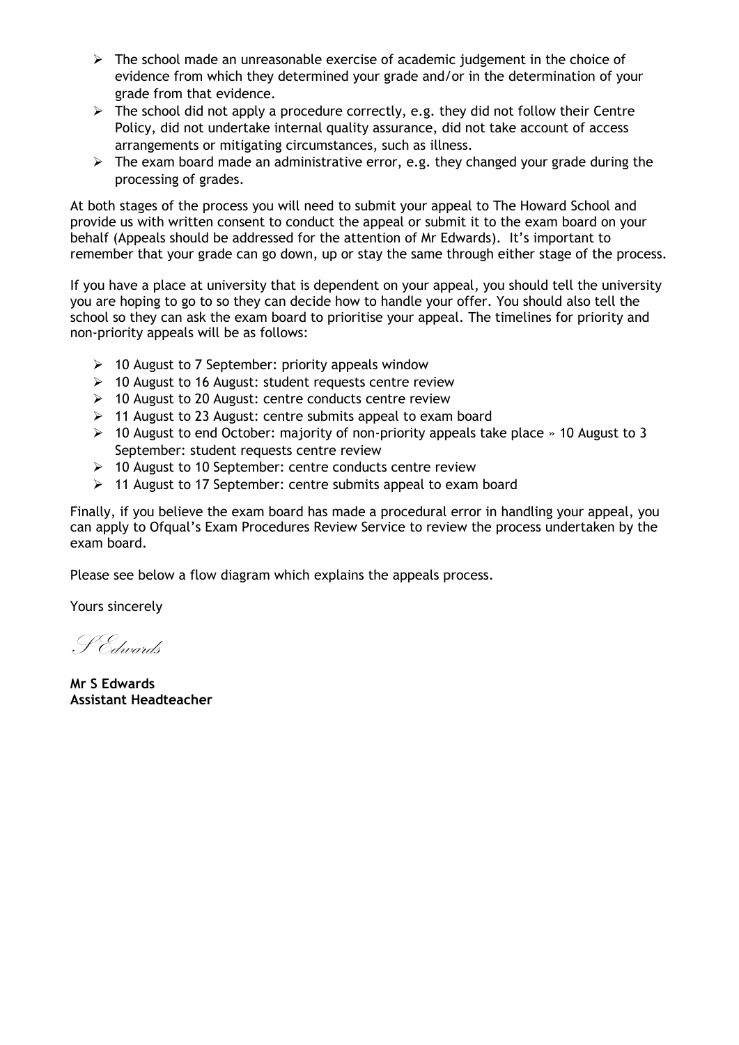- The school made an unreasonable exercise of academic judgement in the choice of evidence from which they determined your grade and/or in the determination of your grade from that evidence.
- The school did not apply a procedure correctly, e.g. they did not follow their Centre Policy, did not undertake internal quality assurance, did not take account of access arrangements or mitigating circumstances, such as illness.
- The exam board made an administrative error, e.g. they changed your grade during the processing of grades.

At both stages of the process you will need to submit your appeal to The Howard School and provide us with written consent to conduct the appeal or submit it to the exam board on your behalf (Appeals should be addressed for the attention of Mr Edwards). It's important to remember that your grade can go down, up or stay the same through either stage of the process.

If you have a place at university that is dependent on your appeal, you should tell the university you are hoping to go to so they can decide how to handle your offer. You should also tell the school so they can ask the exam board to prioritise your appeal. The timelines for priority and non-priority appeals will be as follows:

- 10 August to 7 September: priority appeals window
- 10 August to 16 August: student requests centre review
- 10 August to 20 August: centre conducts centre review
- 11 August to 23 August: centre submits appeal to exam board
- 10 August to end October: majority of non-priority appeals take place » 10 August to 3 September: student requests centre review
- 10 August to 10 September: centre conducts centre review
- 11 August to 17 September: centre submits appeal to exam board

Finally, if you believe the exam board has made a procedural error in handling your appeal, you can apply to Ofqual's Exam Procedures Review Service to review the process undertaken by the exam board.

Please see below a flow diagram which explains the appeals process.

Yours sincerely

S Edwards

**Mr S Edwards**
**Assistant Headteacher**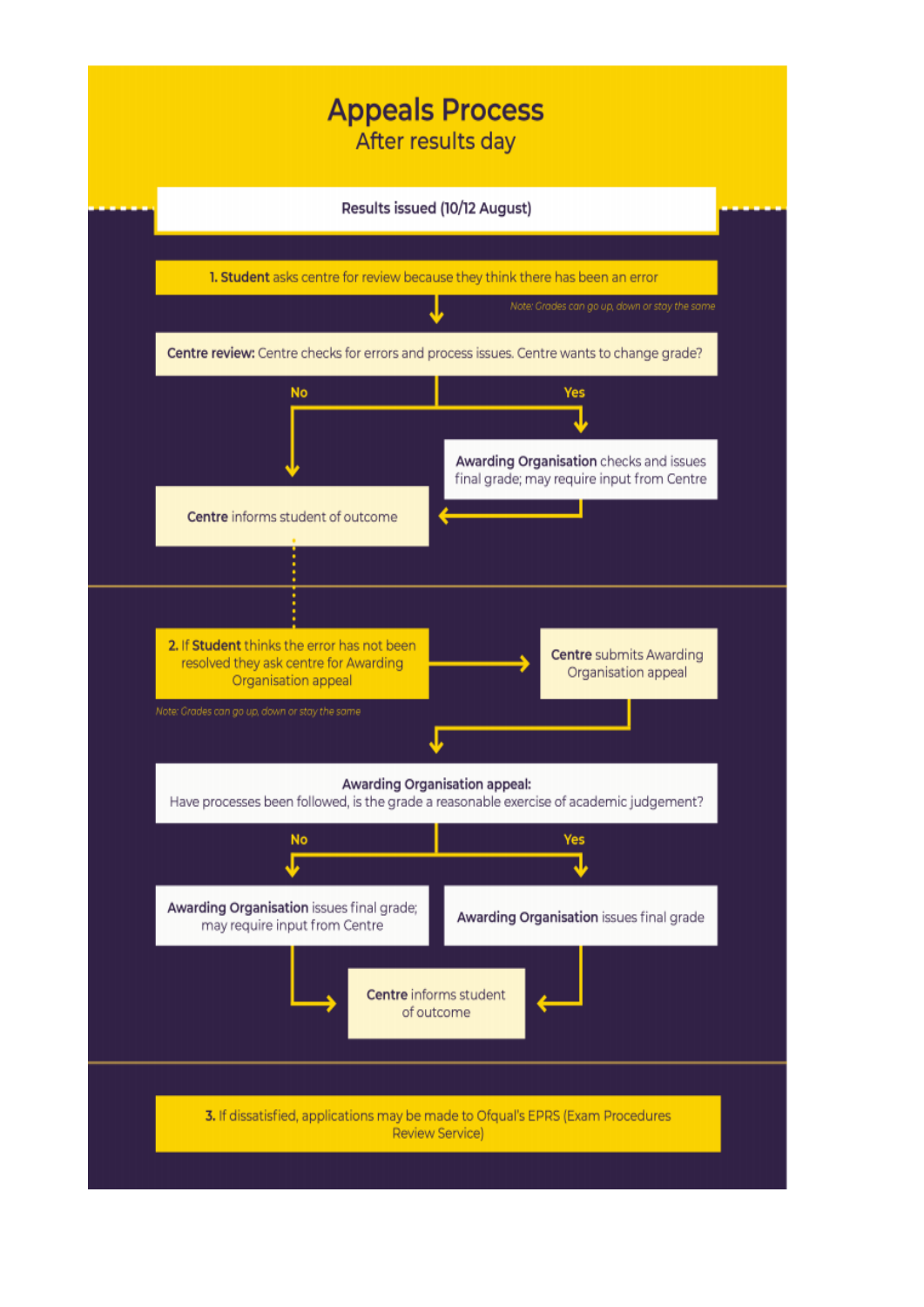# Appeals Process

## After results day

**Results issued (10/12 August)**

**1. Student** asks centre for review because they think there has been an error

*Note: Grades can go up, down or stay the same*

**Centre review:** Centre checks for errors and process issues. Centre wants to change grade?

- **No** → **Centre** informs student of outcome
- **Yes** → **Awarding Organisation** checks and issues final grade; may require input from Centre → **Centre** informs student of outcome

**2.** If **Student** thinks the error has not been resolved they ask centre for Awarding Organisation appeal → **Centre** submits Awarding Organisation appeal

*Note: Grades can go up, down or stay the same*

**Awarding Organisation appeal:**
Have processes been followed, is the grade a reasonable exercise of academic judgement?

- **No** → **Awarding Organisation** issues final grade; may require input from Centre → **Centre** informs student of outcome
- **Yes** → **Awarding Organisation** issues final grade → **Centre** informs student of outcome

**3.** If dissatisfied, applications may be made to Ofqual's EPRS (Exam Procedures Review Service)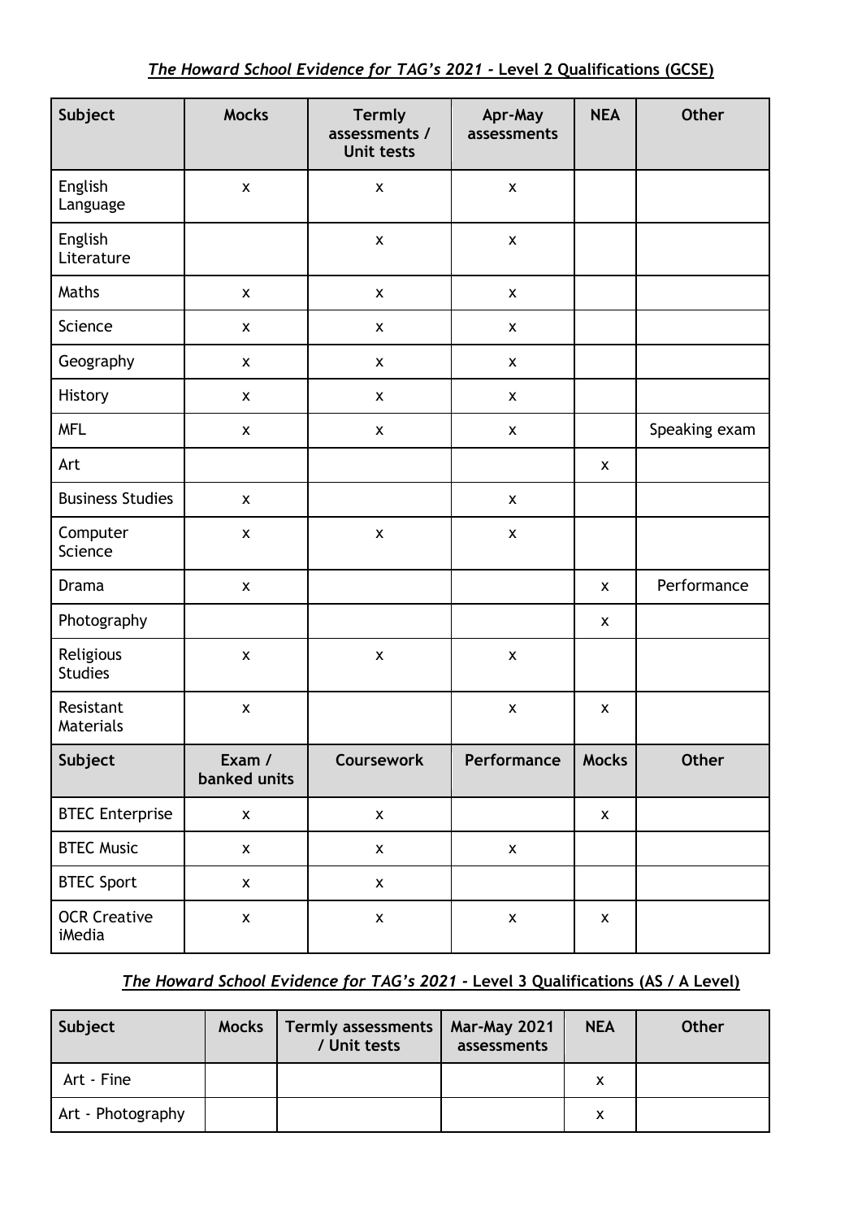### *The Howard School Evidence for TAG's 2021* **- Level 2 Qualifications (GCSE)**

| Subject | Mocks | Termly assessments / Unit tests | Apr-May assessments | NEA | Other |
|---|---|---|---|---|---|
| English Language | x | x | x | | |
| English Literature | | x | x | | |
| Maths | x | x | x | | |
| Science | x | x | x | | |
| Geography | x | x | x | | |
| History | x | x | x | | |
| MFL | x | x | x | | Speaking exam |
| Art | | | | x | |
| Business Studies | x | | x | | |
| Computer Science | x | x | x | | |
| Drama | x | | | x | Performance |
| Photography | | | | x | |
| Religious Studies | x | x | x | | |
| Resistant Materials | x | | x | x | |
| **Subject** | **Exam / banked units** | **Coursework** | **Performance** | **Mocks** | **Other** |
| BTEC Enterprise | x | x | | x | |
| BTEC Music | x | x | x | | |
| BTEC Sport | x | x | | | |
| OCR Creative iMedia | x | x | x | x | |

### *The Howard School Evidence for TAG's 2021* **- Level 3 Qualifications (AS / A Level)**

| Subject | Mocks | Termly assessments / Unit tests | Mar-May 2021 assessments | NEA | Other |
|---|---|---|---|---|---|
| Art - Fine | | | | x | |
| Art - Photography | | | | x | |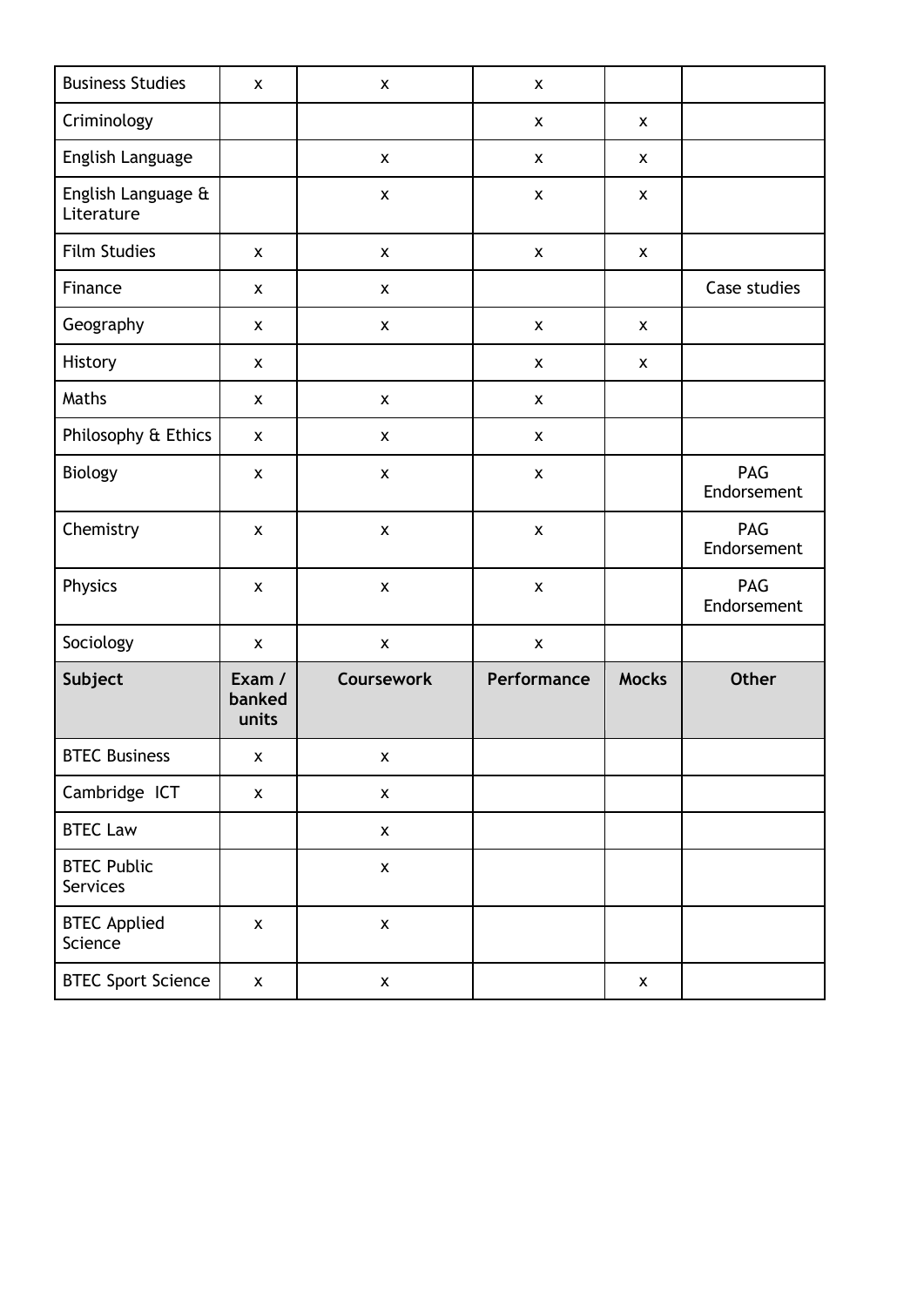| | | | | | |
|---|---|---|---|---|---|
| Business Studies | x | x | x | | |
| Criminology | | | x | x | |
| English Language | | x | x | x | |
| English Language & Literature | | x | x | x | |
| Film Studies | x | x | x | x | |
| Finance | x | x | | | Case studies |
| Geography | x | x | x | x | |
| History | x | | x | x | |
| Maths | x | x | x | | |
| Philosophy & Ethics | x | x | x | | |
| Biology | x | x | x | | PAG Endorsement |
| Chemistry | x | x | x | | PAG Endorsement |
| Physics | x | x | x | | PAG Endorsement |
| Sociology | x | x | x | | |
| **Subject** | **Exam / banked units** | **Coursework** | **Performance** | **Mocks** | **Other** |
| BTEC Business | x | x | | | |
| Cambridge ICT | x | x | | | |
| BTEC Law | | x | | | |
| BTEC Public Services | | x | | | |
| BTEC Applied Science | x | x | | | |
| BTEC Sport Science | x | x | | x | |